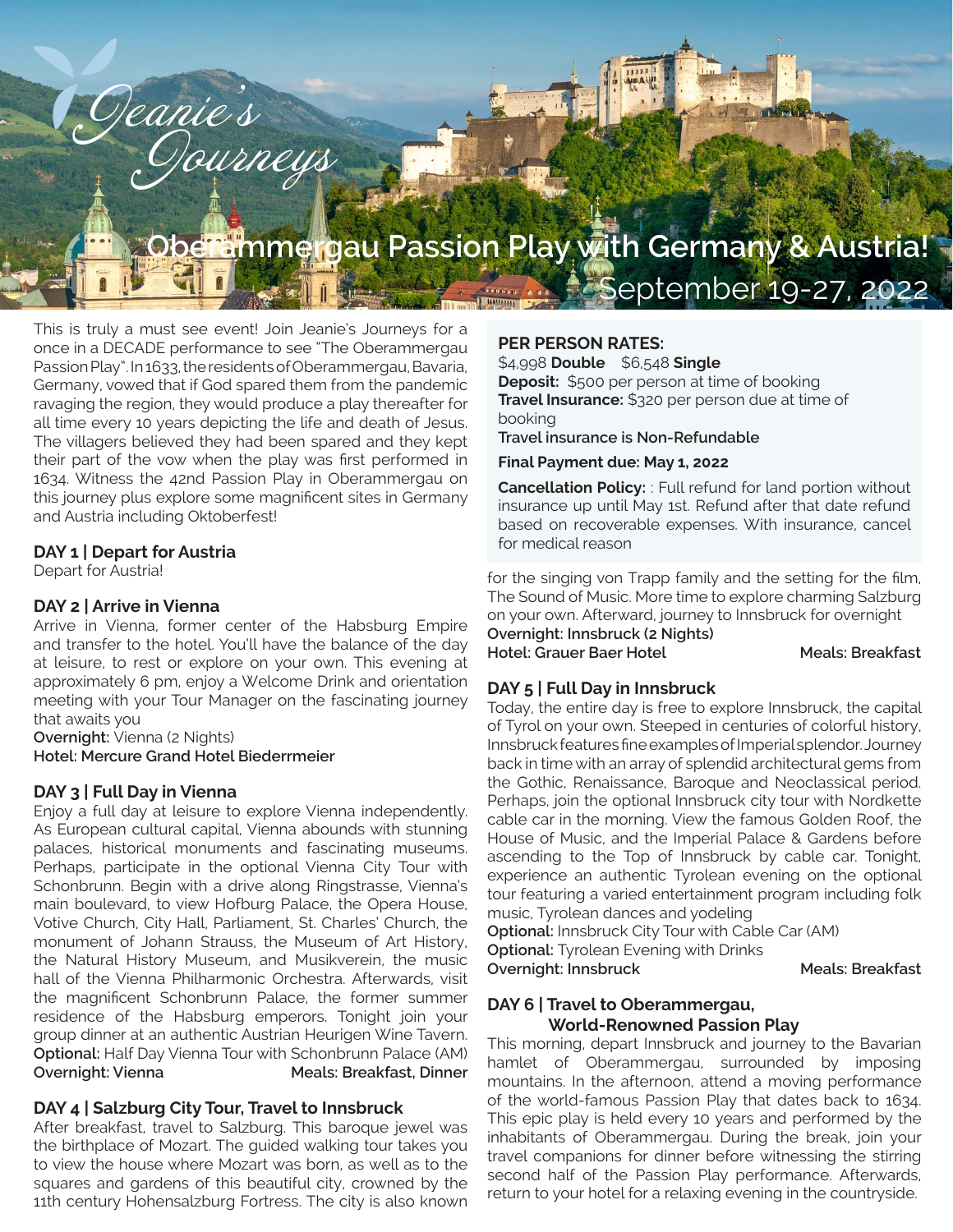Jeanie's Journeys

# Oberammergau Passion Play with Germany & Austria!

September 19-27, 2022

This is truly a must see event! Join Jeanie's Journeys for a once in a DECADE performance to see "The Oberammergau Passion Play". In 1633, the residents of Oberammergau, Bavaria, Germany, vowed that if God spared them from the pandemic ravaging the region, they would produce a play thereafter for all time every 10 years depicting the life and death of Jesus. The villagers believed they had been spared and they kept their part of the vow when the play was first performed in 1634. Witness the 42nd Passion Play in Oberammergau on this journey plus explore some magnificent sites in Germany and Austria including Oktoberfest!

**PER PERSON RATES:**
$4,998 **Double** $6,548 **Single**
**Deposit:** $500 per person at time of booking
**Travel Insurance:** $320 per person due at time of booking
**Travel insurance is Non-Refundable**

**Final Payment due: May 1, 2022**

**Cancellation Policy:** : Full refund for land portion without insurance up until May 1st. Refund after that date refund based on recoverable expenses. With insurance, cancel for medical reason

### DAY 1 | Depart for Austria

Depart for Austria!

### DAY 2 | Arrive in Vienna

Arrive in Vienna, former center of the Habsburg Empire and transfer to the hotel. You'll have the balance of the day at leisure, to rest or explore on your own. This evening at approximately 6 pm, enjoy a Welcome Drink and orientation meeting with your Tour Manager on the fascinating journey that awaits you

**Overnight:** Vienna (2 Nights)
**Hotel: Mercure Grand Hotel Biederrmeier**

### DAY 3 | Full Day in Vienna

Enjoy a full day at leisure to explore Vienna independently. As European cultural capital, Vienna abounds with stunning palaces, historical monuments and fascinating museums. Perhaps, participate in the optional Vienna City Tour with Schonbrunn. Begin with a drive along Ringstrasse, Vienna's main boulevard, to view Hofburg Palace, the Opera House, Votive Church, City Hall, Parliament, St. Charles' Church, the monument of Johann Strauss, the Museum of Art History, the Natural History Museum, and Musikverein, the music hall of the Vienna Philharmonic Orchestra. Afterwards, visit the magnificent Schonbrunn Palace, the former summer residence of the Habsburg emperors. Tonight join your group dinner at an authentic Austrian Heurigen Wine Tavern.

**Optional:** Half Day Vienna Tour with Schonbrunn Palace (AM)
**Overnight: Vienna** **Meals: Breakfast, Dinner**

### DAY 4 | Salzburg City Tour, Travel to Innsbruck

After breakfast, travel to Salzburg. This baroque jewel was the birthplace of Mozart. The guided walking tour takes you to view the house where Mozart was born, as well as to the squares and gardens of this beautiful city, crowned by the 11th century Hohensalzburg Fortress. The city is also known for the singing von Trapp family and the setting for the film, The Sound of Music. More time to explore charming Salzburg on your own. Afterward, journey to Innsbruck for overnight

**Overnight: Innsbruck (2 Nights)**
**Hotel: Grauer Baer Hotel** **Meals: Breakfast**

### DAY 5 | Full Day in Innsbruck

Today, the entire day is free to explore Innsbruck, the capital of Tyrol on your own. Steeped in centuries of colorful history, Innsbruck features fine examples of Imperial splendor. Journey back in time with an array of splendid architectural gems from the Gothic, Renaissance, Baroque and Neoclassical period. Perhaps, join the optional Innsbruck city tour with Nordkette cable car in the morning. View the famous Golden Roof, the House of Music, and the Imperial Palace & Gardens before ascending to the Top of Innsbruck by cable car. Tonight, experience an authentic Tyrolean evening on the optional tour featuring a varied entertainment program including folk music, Tyrolean dances and yodeling

**Optional:** Innsbruck City Tour with Cable Car (AM)
**Optional:** Tyrolean Evening with Drinks
**Overnight: Innsbruck** **Meals: Breakfast**

### DAY 6 | Travel to Oberammergau, World-Renowned Passion Play

This morning, depart Innsbruck and journey to the Bavarian hamlet of Oberammergau, surrounded by imposing mountains. In the afternoon, attend a moving performance of the world-famous Passion Play that dates back to 1634. This epic play is held every 10 years and performed by the inhabitants of Oberammergau. During the break, join your travel companions for dinner before witnessing the stirring second half of the Passion Play performance. Afterwards, return to your hotel for a relaxing evening in the countryside.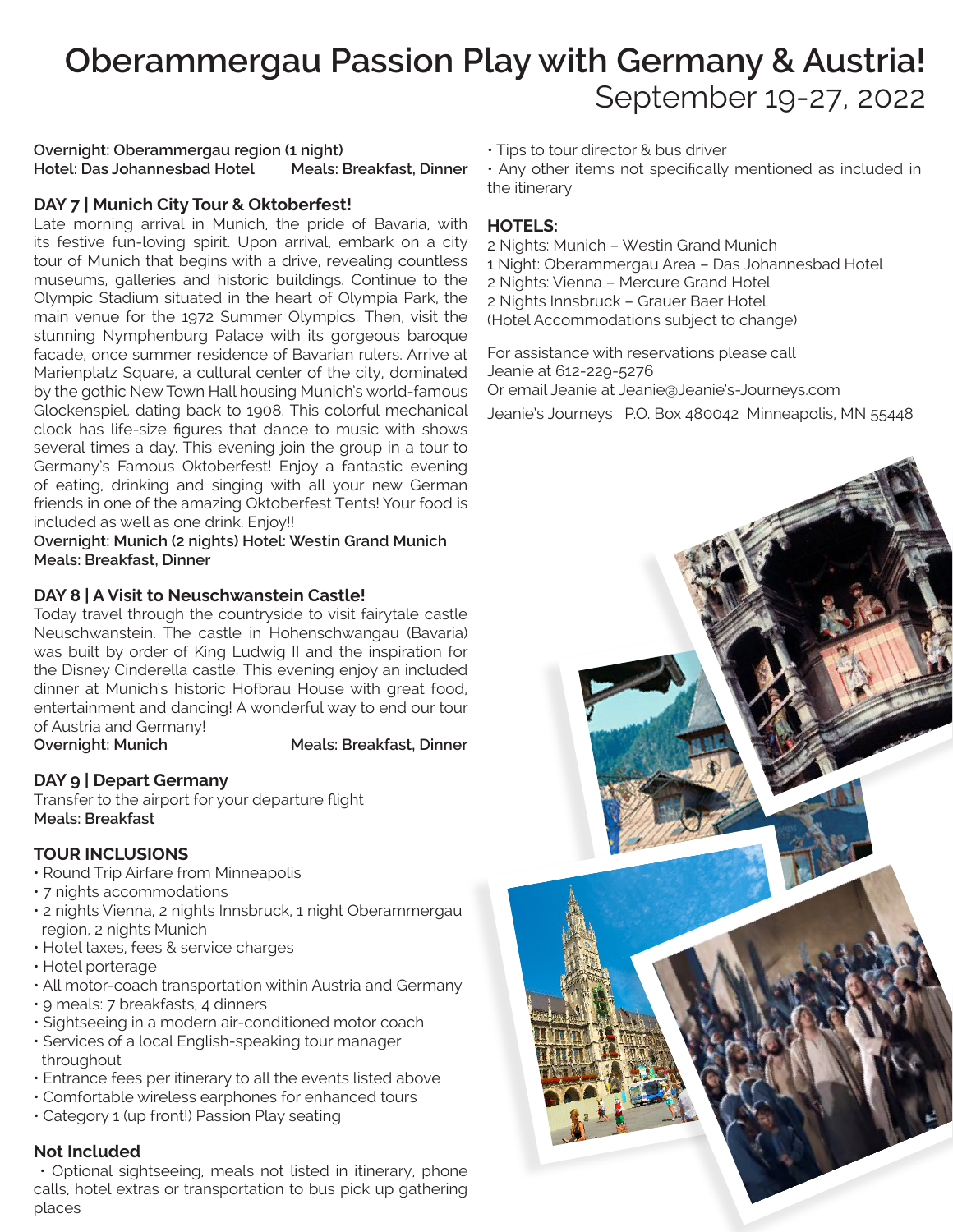# Oberammergau Passion Play with Germany & Austria!

September 19-27, 2022

**Overnight: Oberammergau region (1 night)**
**Hotel: Das Johannesbad Hotel** **Meals: Breakfast, Dinner**

### DAY 7 | Munich City Tour & Oktoberfest!

Late morning arrival in Munich, the pride of Bavaria, with its festive fun-loving spirit. Upon arrival, embark on a city tour of Munich that begins with a drive, revealing countless museums, galleries and historic buildings. Continue to the Olympic Stadium situated in the heart of Olympia Park, the main venue for the 1972 Summer Olympics. Then, visit the stunning Nymphenburg Palace with its gorgeous baroque facade, once summer residence of Bavarian rulers. Arrive at Marienplatz Square, a cultural center of the city, dominated by the gothic New Town Hall housing Munich's world-famous Glockenspiel, dating back to 1908. This colorful mechanical clock has life-size figures that dance to music with shows several times a day. This evening join the group in a tour to Germany's Famous Oktoberfest! Enjoy a fantastic evening of eating, drinking and singing with all your new German friends in one of the amazing Oktoberfest Tents! Your food is included as well as one drink. Enjoy!!

**Overnight: Munich (2 nights) Hotel: Westin Grand Munich**
**Meals: Breakfast, Dinner**

### DAY 8 | A Visit to Neuschwanstein Castle!

Today travel through the countryside to visit fairytale castle Neuschwanstein. The castle in Hohenschwangau (Bavaria) was built by order of King Ludwig II and the inspiration for the Disney Cinderella castle. This evening enjoy an included dinner at Munich's historic Hofbrau House with great food, entertainment and dancing! A wonderful way to end our tour of Austria and Germany!

**Overnight: Munich** **Meals: Breakfast, Dinner**

### DAY 9 | Depart Germany

Transfer to the airport for your departure flight
**Meals: Breakfast**

### TOUR INCLUSIONS

- Round Trip Airfare from Minneapolis
- 7 nights accommodations
- 2 nights Vienna, 2 nights Innsbruck, 1 night Oberammergau region, 2 nights Munich
- Hotel taxes, fees & service charges
- Hotel porterage
- All motor-coach transportation within Austria and Germany
- 9 meals: 7 breakfasts, 4 dinners
- Sightseeing in a modern air-conditioned motor coach
- Services of a local English-speaking tour manager throughout
- Entrance fees per itinerary to all the events listed above
- Comfortable wireless earphones for enhanced tours
- Category 1 (up front!) Passion Play seating

### Not Included

- Optional sightseeing, meals not listed in itinerary, phone calls, hotel extras or transportation to bus pick up gathering places
- Tips to tour director & bus driver
- Any other items not specifically mentioned as included in the itinerary

### HOTELS:

2 Nights: Munich – Westin Grand Munich
1 Night: Oberammergau Area – Das Johannesbad Hotel
2 Nights: Vienna – Mercure Grand Hotel
2 Nights Innsbruck – Grauer Baer Hotel
(Hotel Accommodations subject to change)

For assistance with reservations please call
Jeanie at 612-229-5276
Or email Jeanie at Jeanie@Jeanie's-Journeys.com
Jeanie's Journeys P.O. Box 480042 Minneapolis, MN 55448